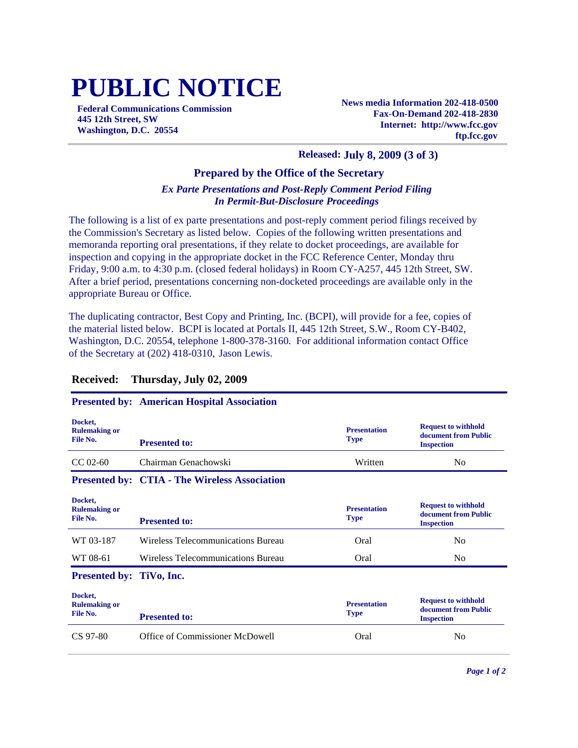# PUBLIC NOTICE

**Federal Communications Commission**
**445 12th Street, SW**
**Washington, D.C. 20554**

**News media Information 202-418-0500**
**Fax-On-Demand 202-418-2830**
**Internet: http://www.fcc.gov**
**ftp.fcc.gov**

**Released: July 8, 2009 (3 of 3)**

## Prepared by the Office of the Secretary

***Ex Parte Presentations and Post-Reply Comment Period Filing***
***In Permit-But-Disclosure Proceedings***

The following is a list of ex parte presentations and post-reply comment period filings received by the Commission's Secretary as listed below. Copies of the following written presentations and memoranda reporting oral presentations, if they relate to docket proceedings, are available for inspection and copying in the appropriate docket in the FCC Reference Center, Monday thru Friday, 9:00 a.m. to 4:30 p.m. (closed federal holidays) in Room CY-A257, 445 12th Street, SW. After a brief period, presentations concerning non-docketed proceedings are available only in the appropriate Bureau or Office.

The duplicating contractor, Best Copy and Printing, Inc. (BCPI), will provide for a fee, copies of the material listed below. BCPI is located at Portals II, 445 12th Street, S.W., Room CY-B402, Washington, D.C. 20554, telephone 1-800-378-3160. For additional information contact Office of the Secretary at (202) 418-0310, Jason Lewis.

### Received: Thursday, July 02, 2009

**Presented by: American Hospital Association**

| Docket, Rulemaking or File No. | Presented to: | Presentation Type | Request to withhold document from Public Inspection |
|---|---|---|---|
| CC 02-60 | Chairman Genachowski | Written | No |

**Presented by: CTIA - The Wireless Association**

| Docket, Rulemaking or File No. | Presented to: | Presentation Type | Request to withhold document from Public Inspection |
|---|---|---|---|
| WT 03-187 | Wireless Telecommunications Bureau | Oral | No |
| WT 08-61 | Wireless Telecommunications Bureau | Oral | No |

**Presented by: TiVo, Inc.**

| Docket, Rulemaking or File No. | Presented to: | Presentation Type | Request to withhold document from Public Inspection |
|---|---|---|---|
| CS 97-80 | Office of Commissioner McDowell | Oral | No |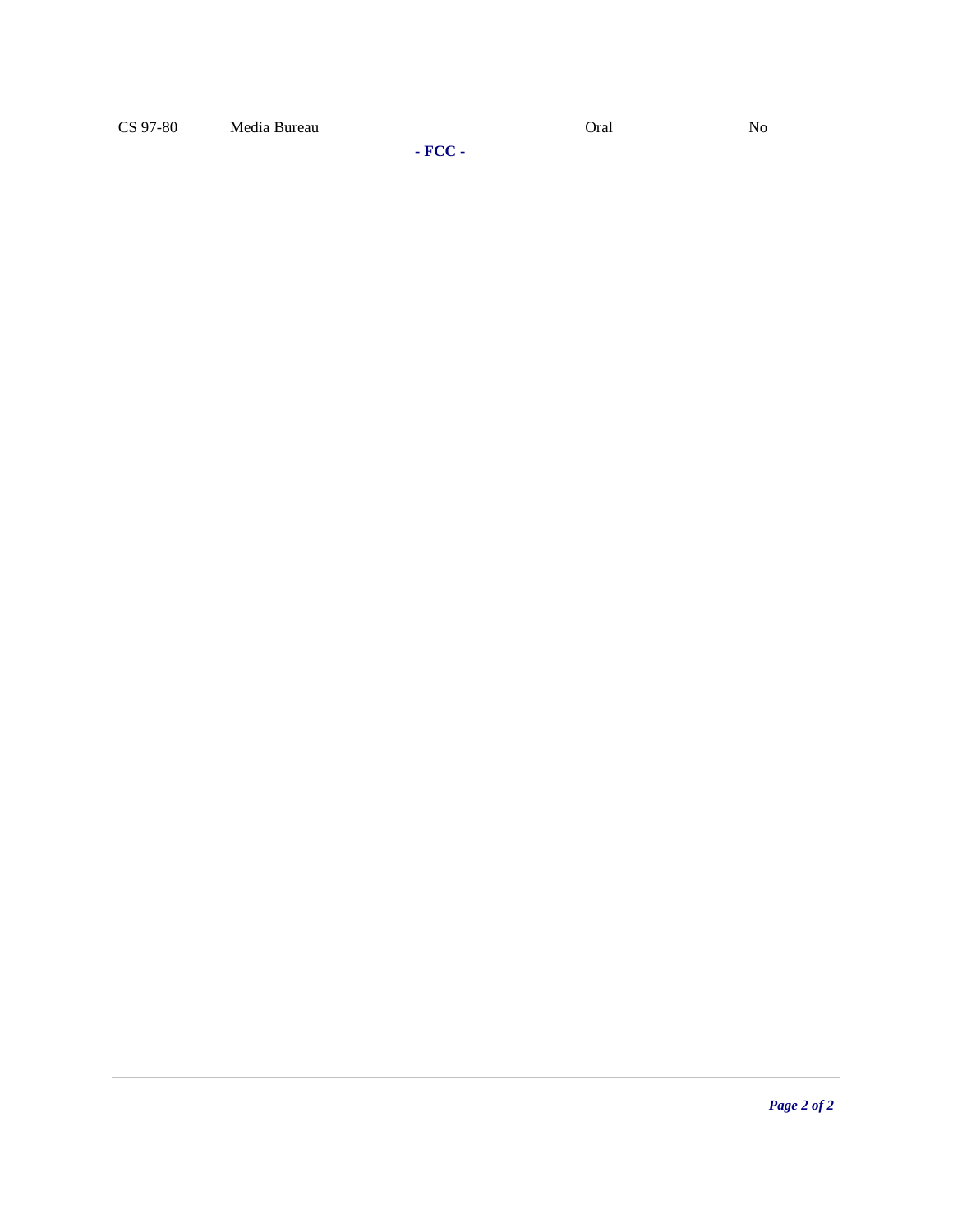| | | | |
|---|---|---|---|
| CS 97-80 | Media Bureau | Oral | No |

**- FCC -**